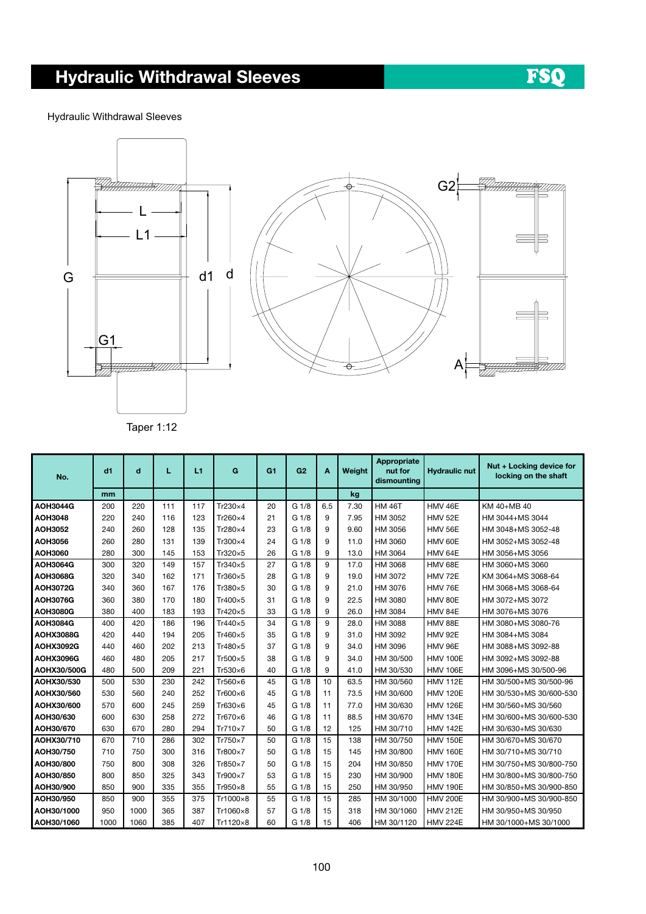# Hydraulic Withdrawal Sleeves

Hydraulic Withdrawal Sleeves

Taper 1:12

| No. | d1 | d | L | L1 | G | G1 | G2 | A | Weight | Appropriate nut for dismounting | Hydraulic nut | Nut + Locking device for locking on the shaft |
|---|---|---|---|---|---|---|---|---|---|---|---|---|
| | mm | | | | | | | | kg | | | |
| AOH3044G | 200 | 220 | 111 | 117 | Tr230×4 | 20 | G 1/8 | 6.5 | 7.30 | HM 46T | HMV 46E | KM 40+MB 40 |
| AOH3048 | 220 | 240 | 116 | 123 | Tr260×4 | 21 | G 1/8 | 9 | 7.95 | HM 3052 | HMV 52E | HM 3044+MS 3044 |
| AOH3052 | 240 | 260 | 128 | 135 | Tr280×4 | 23 | G 1/8 | 9 | 9.60 | HM 3056 | HMV 56E | HM 3048+MS 3052-48 |
| AOH3056 | 260 | 280 | 131 | 139 | Tr300×4 | 24 | G 1/8 | 9 | 11.0 | HM 3060 | HMV 60E | HM 3052+MS 3052-48 |
| AOH3060 | 280 | 300 | 145 | 153 | Tr320×5 | 26 | G 1/8 | 9 | 13.0 | HM 3064 | HMV 64E | HM 3056+MS 3056 |
| AOH3064G | 300 | 320 | 149 | 157 | Tr340×5 | 27 | G 1/8 | 9 | 17.0 | HM 3068 | HMV 68E | HM 3060+MS 3060 |
| AOH3068G | 320 | 340 | 162 | 171 | Tr360×5 | 28 | G 1/8 | 9 | 19.0 | HM 3072 | HMV 72E | KM 3064+MS 3068-64 |
| AOH3072G | 340 | 360 | 167 | 176 | Tr380×5 | 30 | G 1/8 | 9 | 21.0 | HM 3076 | HMV 76E | HM 3068+MS 3068-64 |
| AOH3076G | 360 | 380 | 170 | 180 | Tr400×5 | 31 | G 1/8 | 9 | 22.5 | HM 3080 | HMV 80E | HM 3072+MS 3072 |
| AOH3080G | 380 | 400 | 183 | 193 | Tr420×5 | 33 | G 1/8 | 9 | 26.0 | HM 3084 | HMV 84E | HM 3076+MS 3076 |
| AOH3084G | 400 | 420 | 186 | 196 | Tr440×5 | 34 | G 1/8 | 9 | 28.0 | HM 3088 | HMV 88E | HM 3080+MS 3080-76 |
| AOHX3088G | 420 | 440 | 194 | 205 | Tr460×5 | 35 | G 1/8 | 9 | 31.0 | HM 3092 | HMV 92E | HM 3084+MS 3084 |
| AOHX3092G | 440 | 460 | 202 | 213 | Tr480×5 | 37 | G 1/8 | 9 | 34.0 | HM 3096 | HMV 96E | HM 3088+MS 3092-88 |
| AOHX3096G | 460 | 480 | 205 | 217 | Tr500×5 | 38 | G 1/8 | 9 | 34.0 | HM 30/500 | HMV 100E | HM 3092+MS 3092-88 |
| AOHX30/500G | 480 | 500 | 209 | 221 | Tr530×6 | 40 | G 1/8 | 9 | 41.0 | HM 30/530 | HMV 106E | HM 3096+MS 30/500-96 |
| AOHX30/530 | 500 | 530 | 230 | 242 | Tr560×6 | 45 | G 1/8 | 10 | 63.5 | HM 30/560 | HMV 112E | HM 30/500+MS 30/500-96 |
| AOHX30/560 | 530 | 560 | 240 | 252 | Tr600×6 | 45 | G 1/8 | 11 | 73.5 | HM 30/600 | HMV 120E | HM 30/530+MS 30/600-530 |
| AOHX30/600 | 570 | 600 | 245 | 259 | Tr630×6 | 45 | G 1/8 | 11 | 77.0 | HM 30/630 | HMV 126E | HM 30/560+MS 30/560 |
| AOH30/630 | 600 | 630 | 258 | 272 | Tr670×6 | 46 | G 1/8 | 11 | 88.5 | HM 30/670 | HMV 134E | HM 30/600+MS 30/600-530 |
| AOH30/670 | 630 | 670 | 280 | 294 | Tr710×7 | 50 | G 1/8 | 12 | 125 | HM 30/710 | HMV 142E | HM 30/630+MS 30/630 |
| AOHX30/710 | 670 | 710 | 286 | 302 | Tr750×7 | 50 | G 1/8 | 15 | 138 | HM 30/750 | HMV 150E | HM 30/670+MS 30/670 |
| AOH30/750 | 710 | 750 | 300 | 316 | Tr800×7 | 50 | G 1/8 | 15 | 145 | HM 30/800 | HMV 160E | HM 30/710+MS 30/710 |
| AOH30/800 | 750 | 800 | 308 | 326 | Tr850×7 | 50 | G 1/8 | 15 | 204 | HM 30/850 | HMV 170E | HM 30/750+MS 30/800-750 |
| AOH30/850 | 800 | 850 | 325 | 343 | Tr900×7 | 53 | G 1/8 | 15 | 230 | HM 30/900 | HMV 180E | HM 30/800+MS 30/800-750 |
| AOH30/900 | 850 | 900 | 335 | 355 | Tr950×8 | 55 | G 1/8 | 15 | 250 | HM 30/950 | HMV 190E | HM 30/850+MS 30/900-850 |
| AOH30/950 | 850 | 900 | 355 | 375 | Tr1000×8 | 55 | G 1/8 | 15 | 285 | HM 30/1000 | HMV 200E | HM 30/900+MS 30/900-850 |
| AOH30/1000 | 950 | 1000 | 365 | 387 | Tr1060×8 | 57 | G 1/8 | 15 | 318 | HM 30/1060 | HMV 212E | HM 30/950+MS 30/950 |
| AOH30/1060 | 1000 | 1060 | 385 | 407 | Tr1120×8 | 60 | G 1/8 | 15 | 406 | HM 30/1120 | HMV 224E | HM 30/1000+MS 30/1000 |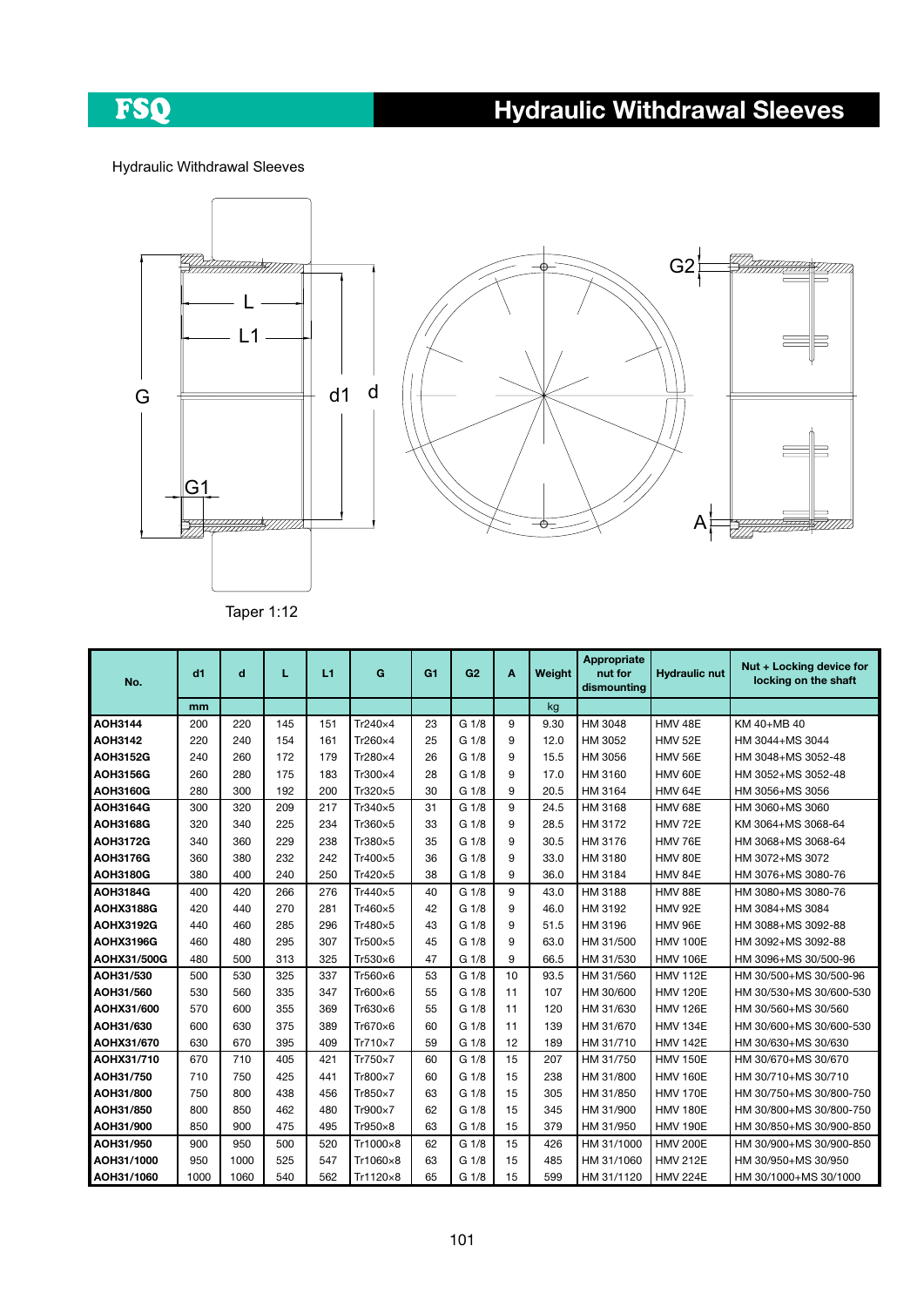# Hydraulic Withdrawal Sleeves

Hydraulic Withdrawal Sleeves

Taper 1:12

| No. | d1 | d | L | L1 | G | G1 | G2 | A | Weight | Appropriate nut for dismounting | Hydraulic nut | Nut + Locking device for locking on the shaft |
|---|---|---|---|---|---|---|---|---|---|---|---|---|
| | mm | | | | | | | | kg | | | |
| AOH3144 | 200 | 220 | 145 | 151 | Tr240×4 | 23 | G 1/8 | 9 | 9.30 | HM 3048 | HMV 48E | KM 40+MB 40 |
| AOH3142 | 220 | 240 | 154 | 161 | Tr260×4 | 25 | G 1/8 | 9 | 12.0 | HM 3052 | HMV 52E | HM 3044+MS 3044 |
| AOH3152G | 240 | 260 | 172 | 179 | Tr280×4 | 26 | G 1/8 | 9 | 15.5 | HM 3056 | HMV 56E | HM 3048+MS 3052-48 |
| AOH3156G | 260 | 280 | 175 | 183 | Tr300×4 | 28 | G 1/8 | 9 | 17.0 | HM 3160 | HMV 60E | HM 3052+MS 3052-48 |
| AOH3160G | 280 | 300 | 192 | 200 | Tr320×5 | 30 | G 1/8 | 9 | 20.5 | HM 3164 | HMV 64E | HM 3056+MS 3056 |
| AOH3164G | 300 | 320 | 209 | 217 | Tr340×5 | 31 | G 1/8 | 9 | 24.5 | HM 3168 | HMV 68E | HM 3060+MS 3060 |
| AOH3168G | 320 | 340 | 225 | 234 | Tr360×5 | 33 | G 1/8 | 9 | 28.5 | HM 3172 | HMV 72E | KM 3064+MS 3068-64 |
| AOH3172G | 340 | 360 | 229 | 238 | Tr380×5 | 35 | G 1/8 | 9 | 30.5 | HM 3176 | HMV 76E | HM 3068+MS 3068-64 |
| AOH3176G | 360 | 380 | 232 | 242 | Tr400×5 | 36 | G 1/8 | 9 | 33.0 | HM 3180 | HMV 80E | HM 3072+MS 3072 |
| AOH3180G | 380 | 400 | 240 | 250 | Tr420×5 | 38 | G 1/8 | 9 | 36.0 | HM 3184 | HMV 84E | HM 3076+MS 3080-76 |
| AOH3184G | 400 | 420 | 266 | 276 | Tr440×5 | 40 | G 1/8 | 9 | 43.0 | HM 3188 | HMV 88E | HM 3080+MS 3080-76 |
| AOHX3188G | 420 | 440 | 270 | 281 | Tr460×5 | 42 | G 1/8 | 9 | 46.0 | HM 3192 | HMV 92E | HM 3084+MS 3084 |
| AOHX3192G | 440 | 460 | 285 | 296 | Tr480×5 | 43 | G 1/8 | 9 | 51.5 | HM 3196 | HMV 96E | HM 3088+MS 3092-88 |
| AOHX3196G | 460 | 480 | 295 | 307 | Tr500×5 | 45 | G 1/8 | 9 | 63.0 | HM 31/500 | HMV 100E | HM 3092+MS 3092-88 |
| AOHX31/500G | 480 | 500 | 313 | 325 | Tr530×6 | 47 | G 1/8 | 9 | 66.5 | HM 31/530 | HMV 106E | HM 3096+MS 30/500-96 |
| AOH31/530 | 500 | 530 | 325 | 337 | Tr560×6 | 53 | G 1/8 | 10 | 93.5 | HM 31/560 | HMV 112E | HM 30/500+MS 30/500-96 |
| AOH31/560 | 530 | 560 | 335 | 347 | Tr600×6 | 55 | G 1/8 | 11 | 107 | HM 30/600 | HMV 120E | HM 30/530+MS 30/600-530 |
| AOHX31/600 | 570 | 600 | 355 | 369 | Tr630×6 | 55 | G 1/8 | 11 | 120 | HM 31/630 | HMV 126E | HM 30/560+MS 30/560 |
| AOH31/630 | 600 | 630 | 375 | 389 | Tr670×6 | 60 | G 1/8 | 11 | 139 | HM 31/670 | HMV 134E | HM 30/600+MS 30/600-530 |
| AOHX31/670 | 630 | 670 | 395 | 409 | Tr710×7 | 59 | G 1/8 | 12 | 189 | HM 31/710 | HMV 142E | HM 30/630+MS 30/630 |
| AOHX31/710 | 670 | 710 | 405 | 421 | Tr750×7 | 60 | G 1/8 | 15 | 207 | HM 31/750 | HMV 150E | HM 30/670+MS 30/670 |
| AOH31/750 | 710 | 750 | 425 | 441 | Tr800×7 | 60 | G 1/8 | 15 | 238 | HM 31/800 | HMV 160E | HM 30/710+MS 30/710 |
| AOH31/800 | 750 | 800 | 438 | 456 | Tr850×7 | 63 | G 1/8 | 15 | 305 | HM 31/850 | HMV 170E | HM 30/750+MS 30/800-750 |
| AOH31/850 | 800 | 850 | 462 | 480 | Tr900×7 | 62 | G 1/8 | 15 | 345 | HM 31/900 | HMV 180E | HM 30/800+MS 30/800-750 |
| AOH31/900 | 850 | 900 | 475 | 495 | Tr950×8 | 63 | G 1/8 | 15 | 379 | HM 31/950 | HMV 190E | HM 30/850+MS 30/900-850 |
| AOH31/950 | 900 | 950 | 500 | 520 | Tr1000×8 | 62 | G 1/8 | 15 | 426 | HM 31/1000 | HMV 200E | HM 30/900+MS 30/900-850 |
| AOH31/1000 | 950 | 1000 | 525 | 547 | Tr1060×8 | 63 | G 1/8 | 15 | 485 | HM 31/1060 | HMV 212E | HM 30/950+MS 30/950 |
| AOH31/1060 | 1000 | 1060 | 540 | 562 | Tr1120×8 | 65 | G 1/8 | 15 | 599 | HM 31/1120 | HMV 224E | HM 30/1000+MS 30/1000 |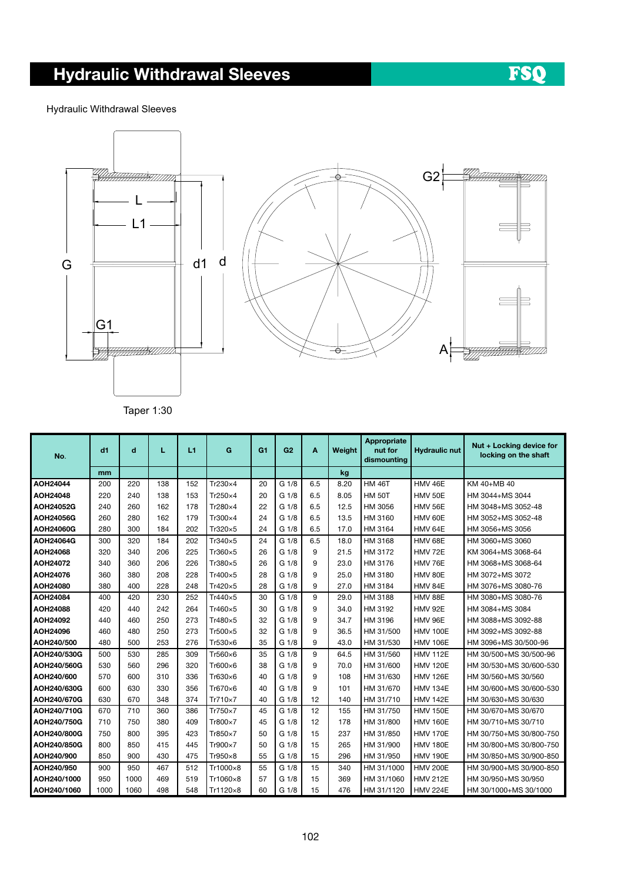# Hydraulic Withdrawal Sleeves

FSQ

Hydraulic Withdrawal Sleeves

G
L
L1
d1
d
G1
G2
A

Taper 1:30

| No. | d1 | d | L | L1 | G | G1 | G2 | A | Weight | Appropriate nut for dismounting | Hydraulic nut | Nut + Locking device for locking on the shaft |
|---|---|---|---|---|---|---|---|---|---|---|---|---|
| | mm | | | | | | | | kg | | | |
| AOH24044 | 200 | 220 | 138 | 152 | Tr230×4 | 20 | G 1/8 | 6.5 | 8.20 | HM 46T | HMV 46E | KM 40+MB 40 |
| AOH24048 | 220 | 240 | 138 | 153 | Tr250×4 | 20 | G 1/8 | 6.5 | 8.05 | HM 50T | HMV 50E | HM 3044+MS 3044 |
| AOH24052G | 240 | 260 | 162 | 178 | Tr280×4 | 22 | G 1/8 | 6.5 | 12.5 | HM 3056 | HMV 56E | HM 3048+MS 3052-48 |
| AOH24056G | 260 | 280 | 162 | 179 | Tr300×4 | 24 | G 1/8 | 6.5 | 13.5 | HM 3160 | HMV 60E | HM 3052+MS 3052-48 |
| AOH24060G | 280 | 300 | 184 | 202 | Tr320×5 | 24 | G 1/8 | 6.5 | 17.0 | HM 3164 | HMV 64E | HM 3056+MS 3056 |
| AOH24064G | 300 | 320 | 184 | 202 | Tr340×5 | 24 | G 1/8 | 6.5 | 18.0 | HM 3168 | HMV 68E | HM 3060+MS 3060 |
| AOH24068 | 320 | 340 | 206 | 225 | Tr360×5 | 26 | G 1/8 | 9 | 21.5 | HM 3172 | HMV 72E | KM 3064+MS 3068-64 |
| AOH24072 | 340 | 360 | 206 | 226 | Tr380×5 | 26 | G 1/8 | 9 | 23.0 | HM 3176 | HMV 76E | HM 3068+MS 3068-64 |
| AOH24076 | 360 | 380 | 208 | 228 | Tr400×5 | 28 | G 1/8 | 9 | 25.0 | HM 3180 | HMV 80E | HM 3072+MS 3072 |
| AOH24080 | 380 | 400 | 228 | 248 | Tr420×5 | 28 | G 1/8 | 9 | 27.0 | HM 3184 | HMV 84E | HM 3076+MS 3080-76 |
| AOH24084 | 400 | 420 | 230 | 252 | Tr440×5 | 30 | G 1/8 | 9 | 29.0 | HM 3188 | HMV 88E | HM 3080+MS 3080-76 |
| AOH24088 | 420 | 440 | 242 | 264 | Tr460×5 | 30 | G 1/8 | 9 | 34.0 | HM 3192 | HMV 92E | HM 3084+MS 3084 |
| AOH24092 | 440 | 460 | 250 | 273 | Tr480×5 | 32 | G 1/8 | 9 | 34.7 | HM 3196 | HMV 96E | HM 3088+MS 3092-88 |
| AOH24096 | 460 | 480 | 250 | 273 | Tr500×5 | 32 | G 1/8 | 9 | 36.5 | HM 31/500 | HMV 100E | HM 3092+MS 3092-88 |
| AOH240/500 | 480 | 500 | 253 | 276 | Tr530×6 | 35 | G 1/8 | 9 | 43.0 | HM 31/530 | HMV 106E | HM 3096+MS 30/500-96 |
| AOH240/530G | 500 | 530 | 285 | 309 | Tr560×6 | 35 | G 1/8 | 9 | 64.5 | HM 31/560 | HMV 112E | HM 30/500+MS 30/500-96 |
| AOH240/560G | 530 | 560 | 296 | 320 | Tr600×6 | 38 | G 1/8 | 9 | 70.0 | HM 31/600 | HMV 120E | HM 30/530+MS 30/600-530 |
| AOH240/600 | 570 | 600 | 310 | 336 | Tr630×6 | 40 | G 1/8 | 9 | 108 | HM 31/630 | HMV 126E | HM 30/560+MS 30/560 |
| AOH240/630G | 600 | 630 | 330 | 356 | Tr670×6 | 40 | G 1/8 | 9 | 101 | HM 31/670 | HMV 134E | HM 30/600+MS 30/600-530 |
| AOH240/670G | 630 | 670 | 348 | 374 | Tr710×7 | 40 | G 1/8 | 12 | 140 | HM 31/710 | HMV 142E | HM 30/630+MS 30/630 |
| AOH240/710G | 670 | 710 | 360 | 386 | Tr750×7 | 45 | G 1/8 | 12 | 155 | HM 31/750 | HMV 150E | HM 30/670+MS 30/670 |
| AOH240/750G | 710 | 750 | 380 | 409 | Tr800×7 | 45 | G 1/8 | 12 | 178 | HM 31/800 | HMV 160E | HM 30/710+MS 30/710 |
| AOH240/800G | 750 | 800 | 395 | 423 | Tr850×7 | 50 | G 1/8 | 15 | 237 | HM 31/850 | HMV 170E | HM 30/750+MS 30/800-750 |
| AOH240/850G | 800 | 850 | 415 | 445 | Tr900×7 | 50 | G 1/8 | 15 | 265 | HM 31/900 | HMV 180E | HM 30/800+MS 30/800-750 |
| AOH240/900 | 850 | 900 | 430 | 475 | Tr950×8 | 55 | G 1/8 | 15 | 296 | HM 31/950 | HMV 190E | HM 30/850+MS 30/900-850 |
| AOH240/950 | 900 | 950 | 467 | 512 | Tr1000×8 | 55 | G 1/8 | 15 | 340 | HM 31/1000 | HMV 200E | HM 30/900+MS 30/900-850 |
| AOH240/1000 | 950 | 1000 | 469 | 519 | Tr1060×8 | 57 | G 1/8 | 15 | 369 | HM 31/1060 | HMV 212E | HM 30/950+MS 30/950 |
| AOH240/1060 | 1000 | 1060 | 498 | 548 | Tr1120×8 | 60 | G 1/8 | 15 | 476 | HM 31/1120 | HMV 224E | HM 30/1000+MS 30/1000 |